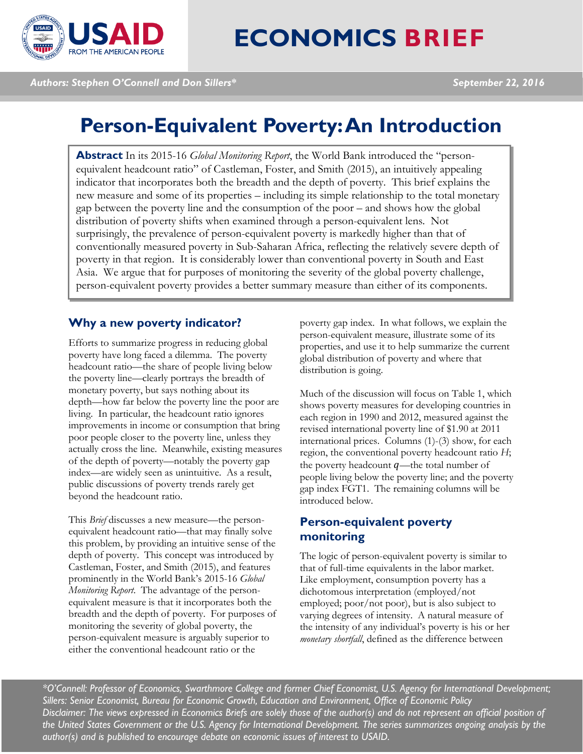# ECONOMICS BRIEF

*Authors: Stephen O'Connell and Don Sillers\**

*September 22, 2016*

# Person-Equivalent Poverty: An Introduction

**Abstract** In its 2015-16 *Global Monitoring Report*, the World Bank introduced the "person-equivalent headcount ratio" of Castleman, Foster, and Smith (2015), an intuitively appealing indicator that incorporates both the breadth and the depth of poverty. This brief explains the new measure and some of its properties – including its simple relationship to the total monetary gap between the poverty line and the consumption of the poor – and shows how the global distribution of poverty shifts when examined through a person-equivalent lens. Not surprisingly, the prevalence of person-equivalent poverty is markedly higher than that of conventionally measured poverty in Sub-Saharan Africa, reflecting the relatively severe depth of poverty in that region. It is considerably lower than conventional poverty in South and East Asia. We argue that for purposes of monitoring the severity of the global poverty challenge, person-equivalent poverty provides a better summary measure than either of its components.

## Why a new poverty indicator?

Efforts to summarize progress in reducing global poverty have long faced a dilemma. The poverty headcount ratio—the share of people living below the poverty line—clearly portrays the breadth of monetary poverty, but says nothing about its depth—how far below the poverty line the poor are living. In particular, the headcount ratio ignores improvements in income or consumption that bring poor people closer to the poverty line, unless they actually cross the line. Meanwhile, existing measures of the depth of poverty—notably the poverty gap index—are widely seen as unintuitive. As a result, public discussions of poverty trends rarely get beyond the headcount ratio.

This *Brief* discusses a new measure—the person-equivalent headcount ratio—that may finally solve this problem, by providing an intuitive sense of the depth of poverty. This concept was introduced by Castleman, Foster, and Smith (2015), and features prominently in the World Bank's 2015-16 *Global Monitoring Report.* The advantage of the person-equivalent measure is that it incorporates both the breadth and the depth of poverty. For purposes of monitoring the severity of global poverty, the person-equivalent measure is arguably superior to either the conventional headcount ratio or the poverty gap index. In what follows, we explain the person-equivalent measure, illustrate some of its properties, and use it to help summarize the current global distribution of poverty and where that distribution is going.

Much of the discussion will focus on Table 1, which shows poverty measures for developing countries in each region in 1990 and 2012, measured against the revised international poverty line of $1.90 at 2011 international prices. Columns (1)-(3) show, for each region, the conventional poverty headcount ratio $H$; the poverty headcount $q$—the total number of people living below the poverty line; and the poverty gap index FGT1. The remaining columns will be introduced below.

## Person-equivalent poverty monitoring

The logic of person-equivalent poverty is similar to that of full-time equivalents in the labor market. Like employment, consumption poverty has a dichotomous interpretation (employed/not employed; poor/not poor), but is also subject to varying degrees of intensity. A natural measure of the intensity of any individual's poverty is his or her *monetary shortfall*, defined as the difference between

*\*O'Connell: Professor of Economics, Swarthmore College and former Chief Economist, U.S. Agency for International Development; Sillers: Senior Economist, Bureau for Economic Growth, Education and Environment, Office of Economic Policy*
*Disclaimer: The views expressed in Economics Briefs are solely those of the author(s) and do not represent an official position of the United States Government or the U.S. Agency for International Development. The series summarizes ongoing analysis by the author(s) and is published to encourage debate on economic issues of interest to USAID.*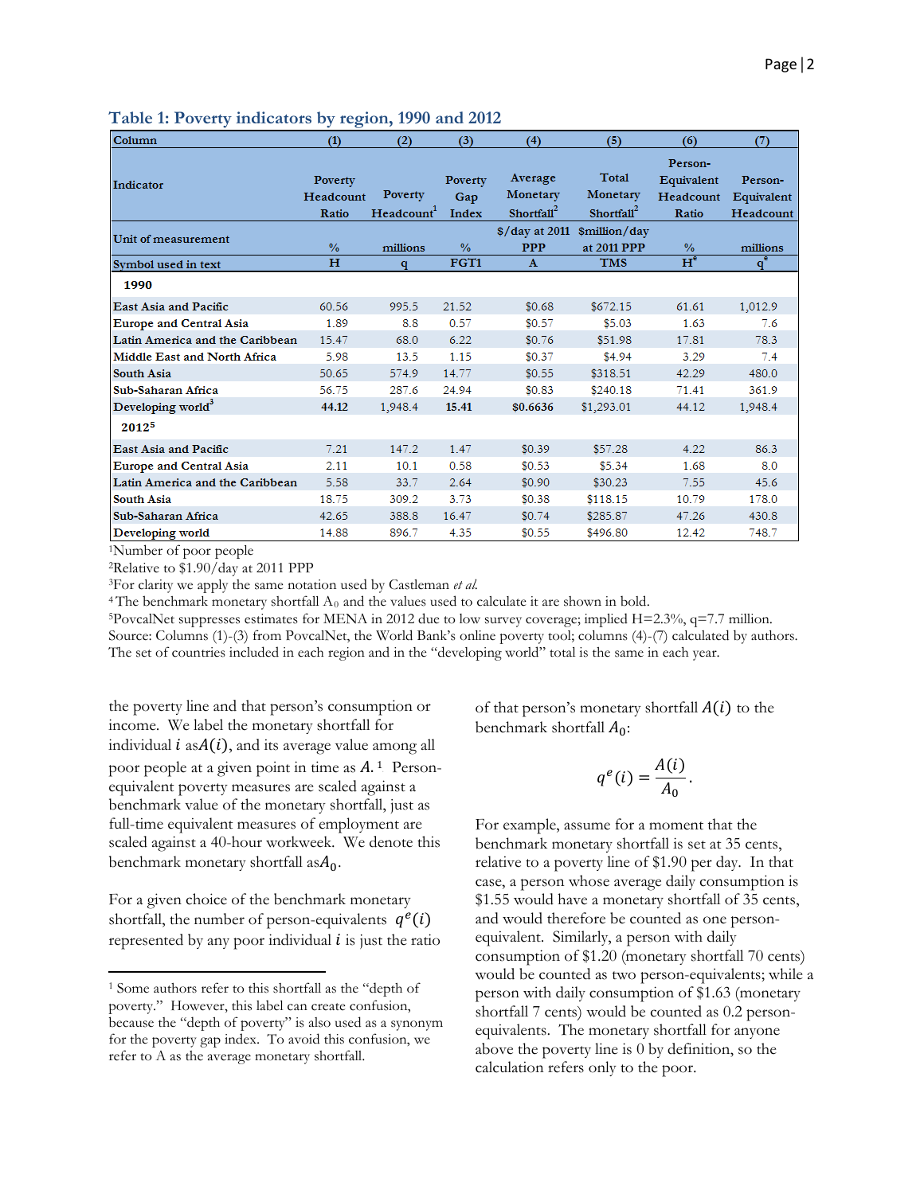### Table 1: Poverty indicators by region, 1990 and 2012

| Column | (1) | (2) | (3) | (4) | (5) | (6) | (7) |
|---|---|---|---|---|---|---|---|
| Indicator | Poverty Headcount Ratio | Poverty Headcount[1] | Poverty Gap Index | Average Monetary Shortfall[2] | Total Monetary Shortfall[2] | Person-Equivalent Headcount Ratio | Person-Equivalent Headcount |
| Unit of measurement | % | millions | % | \$/day at 2011 PPP | \$million/day at 2011 PPP | % | millions |
| Symbol used in text | H | q | FGT1 | A | TMS | $H^e$ | $q^e$ |
| **1990** | | | | | | | |
| East Asia and Pacific | 60.56 | 995.5 | 21.52 | \$0.68 | \$672.15 | 61.61 | 1,012.9 |
| Europe and Central Asia | 1.89 | 8.8 | 0.57 | \$0.57 | \$5.03 | 1.63 | 7.6 |
| Latin America and the Caribbean | 15.47 | 68.0 | 6.22 | \$0.76 | \$51.98 | 17.81 | 78.3 |
| Middle East and North Africa | 5.98 | 13.5 | 1.15 | \$0.37 | \$4.94 | 3.29 | 7.4 |
| South Asia | 50.65 | 574.9 | 14.77 | \$0.55 | \$318.51 | 42.29 | 480.0 |
| Sub-Saharan Africa | 56.75 | 287.6 | 24.94 | \$0.83 | \$240.18 | 71.41 | 361.9 |
| Developing world[3] | **44.12** | 1,948.4 | **15.41** | **\$0.6636** | \$1,293.01 | 44.12 | 1,948.4 |
| **2012[5]** | | | | | | | |
| East Asia and Pacific | 7.21 | 147.2 | 1.47 | \$0.39 | \$57.28 | 4.22 | 86.3 |
| Europe and Central Asia | 2.11 | 10.1 | 0.58 | \$0.53 | \$5.34 | 1.68 | 8.0 |
| Latin America and the Caribbean | 5.58 | 33.7 | 2.64 | \$0.90 | \$30.23 | 7.55 | 45.6 |
| South Asia | 18.75 | 309.2 | 3.73 | \$0.38 | \$118.15 | 10.79 | 178.0 |
| Sub-Saharan Africa | 42.65 | 388.8 | 16.47 | \$0.74 | \$285.87 | 47.26 | 430.8 |
| Developing world | 14.88 | 896.7 | 4.35 | \$0.55 | \$496.80 | 12.42 | 748.7 |

[1]Number of poor people
[2]Relative to \$1.90/day at 2011 PPP
[3]For clarity we apply the same notation used by Castleman *et al.*
[4]The benchmark monetary shortfall $A_0$ and the values used to calculate it are shown in bold.
[5]PovcalNet suppresses estimates for MENA in 2012 due to low survey coverage; implied H=2.3%, q=7.7 million.
Source: Columns (1)-(3) from PovcalNet, the World Bank's online poverty tool; columns (4)-(7) calculated by authors. The set of countries included in each region and in the "developing world" total is the same in each year.

the poverty line and that person's consumption or income. We label the monetary shortfall for individual $i$ as $A(i)$, and its average value among all poor people at a given point in time as $A$.[1] Person-equivalent poverty measures are scaled against a benchmark value of the monetary shortfall, just as full-time equivalent measures of employment are scaled against a 40-hour workweek. We denote this benchmark monetary shortfall as $A_0$.

For a given choice of the benchmark monetary shortfall, the number of person-equivalents $q^e(i)$ represented by any poor individual $i$ is just the ratio of that person's monetary shortfall $A(i)$ to the benchmark shortfall $A_0$:

$$q^e(i) = \frac{A(i)}{A_0}.$$

For example, assume for a moment that the benchmark monetary shortfall is set at 35 cents, relative to a poverty line of \$1.90 per day. In that case, a person whose average daily consumption is \$1.55 would have a monetary shortfall of 35 cents, and would therefore be counted as one person-equivalent. Similarly, a person with daily consumption of \$1.20 (monetary shortfall 70 cents) would be counted as two person-equivalents; while a person with daily consumption of \$1.63 (monetary shortfall 7 cents) would be counted as 0.2 person-equivalents. The monetary shortfall for anyone above the poverty line is 0 by definition, so the calculation refers only to the poor.

[1] Some authors refer to this shortfall as the "depth of poverty." However, this label can create confusion, because the "depth of poverty" is also used as a synonym for the poverty gap index. To avoid this confusion, we refer to A as the average monetary shortfall.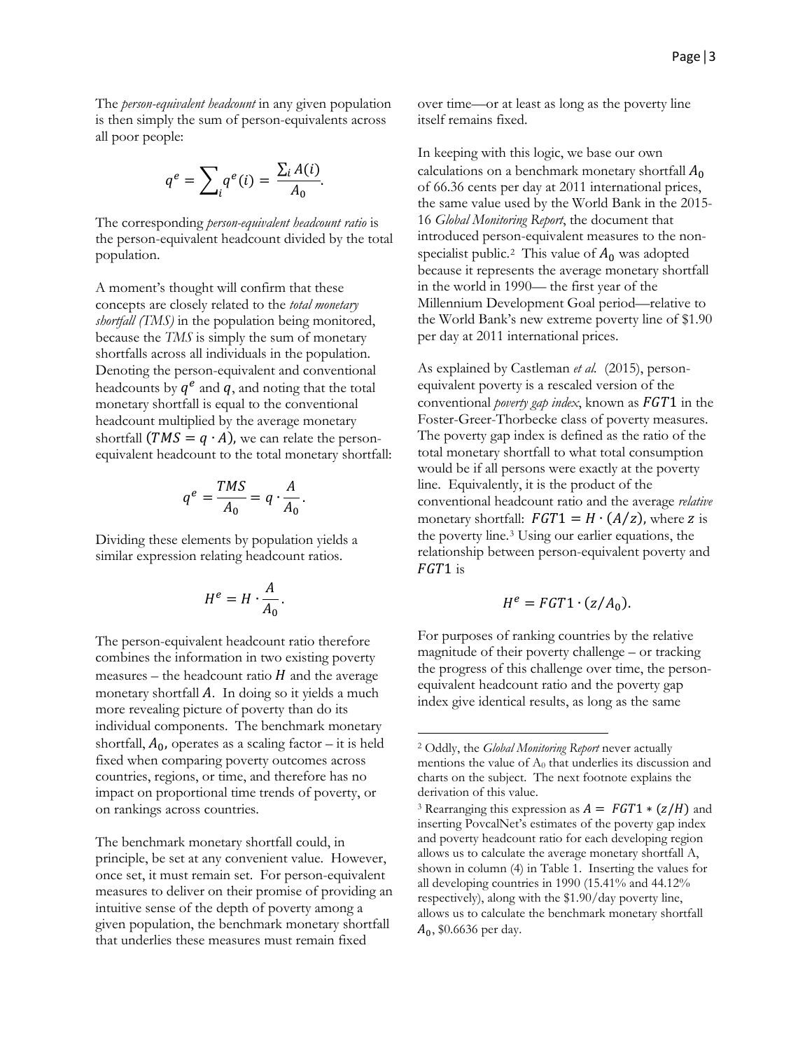The *person-equivalent headcount* in any given population is then simply the sum of person-equivalents across all poor people:

$$q^e = \sum_i q^e(i) = \frac{\sum_i A(i)}{A_0}.$$

The corresponding *person-equivalent headcount ratio* is the person-equivalent headcount divided by the total population.

A moment's thought will confirm that these concepts are closely related to the *total monetary shortfall (TMS)* in the population being monitored, because the *TMS* is simply the sum of monetary shortfalls across all individuals in the population. Denoting the person-equivalent and conventional headcounts by $q^e$ and $q$, and noting that the total monetary shortfall is equal to the conventional headcount multiplied by the average monetary shortfall ($TMS = q \cdot A$), we can relate the person-equivalent headcount to the total monetary shortfall:

$$q^e = \frac{TMS}{A_0} = q \cdot \frac{A}{A_0}.$$

Dividing these elements by population yields a similar expression relating headcount ratios.

$$H^e = H \cdot \frac{A}{A_0}.$$

The person-equivalent headcount ratio therefore combines the information in two existing poverty measures – the headcount ratio $H$ and the average monetary shortfall $A$. In doing so it yields a much more revealing picture of poverty than do its individual components. The benchmark monetary shortfall, $A_0$, operates as a scaling factor – it is held fixed when comparing poverty outcomes across countries, regions, or time, and therefore has no impact on proportional time trends of poverty, or on rankings across countries.

The benchmark monetary shortfall could, in principle, be set at any convenient value. However, once set, it must remain set. For person-equivalent measures to deliver on their promise of providing an intuitive sense of the depth of poverty among a given population, the benchmark monetary shortfall that underlies these measures must remain fixed over time—or at least as long as the poverty line itself remains fixed.

In keeping with this logic, we base our own calculations on a benchmark monetary shortfall $A_0$ of 66.36 cents per day at 2011 international prices, the same value used by the World Bank in the 2015-16 *Global Monitoring Report*, the document that introduced person-equivalent measures to the non-specialist public.[2] This value of $A_0$ was adopted because it represents the average monetary shortfall in the world in 1990— the first year of the Millennium Development Goal period—relative to the World Bank's new extreme poverty line of \$1.90 per day at 2011 international prices.

As explained by Castleman *et al.* (2015), person-equivalent poverty is a rescaled version of the conventional *poverty gap index*, known as $FGT1$ in the Foster-Greer-Thorbecke class of poverty measures. The poverty gap index is defined as the ratio of the total monetary shortfall to what total consumption would be if all persons were exactly at the poverty line. Equivalently, it is the product of the conventional headcount ratio and the average *relative* monetary shortfall: $FGT1 = H \cdot (A/z)$, where $z$ is the poverty line.[3] Using our earlier equations, the relationship between person-equivalent poverty and $FGT1$ is

$$H^e = FGT1 \cdot (z/A_0).$$

For purposes of ranking countries by the relative magnitude of their poverty challenge – or tracking the progress of this challenge over time, the person-equivalent headcount ratio and the poverty gap index give identical results, as long as the same

[2] Oddly, the *Global Monitoring Report* never actually mentions the value of $A_0$ that underlies its discussion and charts on the subject. The next footnote explains the derivation of this value.

[3] Rearranging this expression as $A = FGT1 * (z/H)$ and inserting PovcalNet's estimates of the poverty gap index and poverty headcount ratio for each developing region allows us to calculate the average monetary shortfall A, shown in column (4) in Table 1. Inserting the values for all developing countries in 1990 (15.41% and 44.12% respectively), along with the \$1.90/day poverty line, allows us to calculate the benchmark monetary shortfall $A_0$, \$0.6636 per day.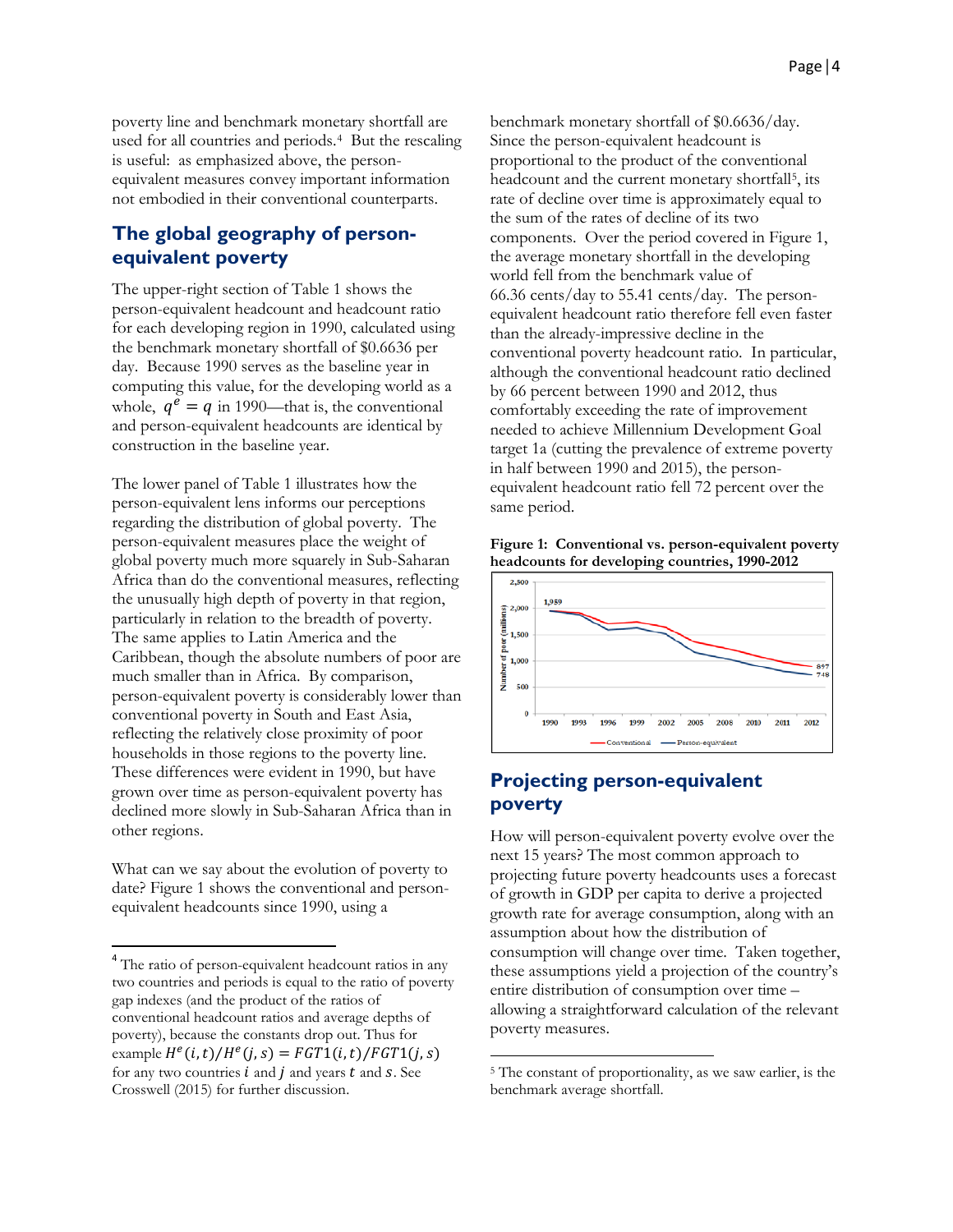poverty line and benchmark monetary shortfall are used for all countries and periods.[4] But the rescaling is useful: as emphasized above, the person-equivalent measures convey important information not embodied in their conventional counterparts.

## The global geography of person-equivalent poverty

The upper-right section of Table 1 shows the person-equivalent headcount and headcount ratio for each developing region in 1990, calculated using the benchmark shortfall of $0.6636 per day. Because 1990 serves as the baseline year in computing this value, for the developing world as a whole, $q^e = q$ in 1990—that is, the conventional and person-equivalent headcounts are identical by construction in the baseline year.

The lower panel of Table 1 illustrates how the person-equivalent lens informs our perceptions regarding the distribution of global poverty. The person-equivalent measures place the weight of global poverty much more squarely in Sub-Saharan Africa than do the conventional measures, reflecting the unusually high depth of poverty in that region, particularly in relation to the breadth of poverty. The same applies to Latin America and the Caribbean, though the absolute numbers of poor are much smaller than in Africa. By comparison, person-equivalent poverty is considerably lower than conventional poverty in South and East Asia, reflecting the relatively close proximity of poor households in those regions to the poverty line. These differences were evident in 1990, but have grown over time as person-equivalent poverty has declined more slowly in Sub-Saharan Africa than in other regions.

What can we say about the evolution of poverty to date? Figure 1 shows the conventional and person-equivalent headcounts since 1990, using a benchmark monetary shortfall of $0.6636/day. Since the person-equivalent headcount is proportional to the product of the conventional headcount and the current monetary shortfall[5], its rate of decline over time is approximately equal to the sum of the rates of decline of its two components. Over the period covered in Figure 1, the average monetary shortfall in the developing world fell from the benchmark value of 66.36 cents/day to 55.41 cents/day. The person-equivalent headcount ratio therefore fell even faster than the already-impressive decline in the conventional poverty headcount ratio. In particular, although the conventional headcount ratio declined by 66 percent between 1990 and 2012, thus comfortably exceeding the rate of improvement needed to achieve Millennium Development Goal target 1a (cutting the prevalence of extreme poverty in half between 1990 and 2015), the person-equivalent headcount ratio fell 72 percent over the same period.

**Figure 1: Conventional vs. person-equivalent poverty headcounts for developing countries, 1990-2012**

## Projecting person-equivalent poverty

How will person-equivalent poverty evolve over the next 15 years? The most common approach to projecting future poverty headcounts uses a forecast of growth in GDP per capita to derive a projected growth rate for average consumption, along with an assumption about how the distribution of consumption will change over time. Taken together, these assumptions yield a projection of the country's entire distribution of consumption over time – allowing a straightforward calculation of the relevant poverty measures.

---

[4] The ratio of person-equivalent headcount ratios in any two countries and periods is equal to the ratio of poverty gap indexes (and the product of the ratios of conventional headcount ratios and average depths of poverty), because the constants drop out. Thus for example $H^e(i,t)/H^e(j,s) = FGT1(i,t)/FGT1(j,s)$ for any two countries $i$ and $j$ and years $t$ and $s$. See Crosswell (2015) for further discussion.

[5] The constant of proportionality, as we saw earlier, is the benchmark average shortfall.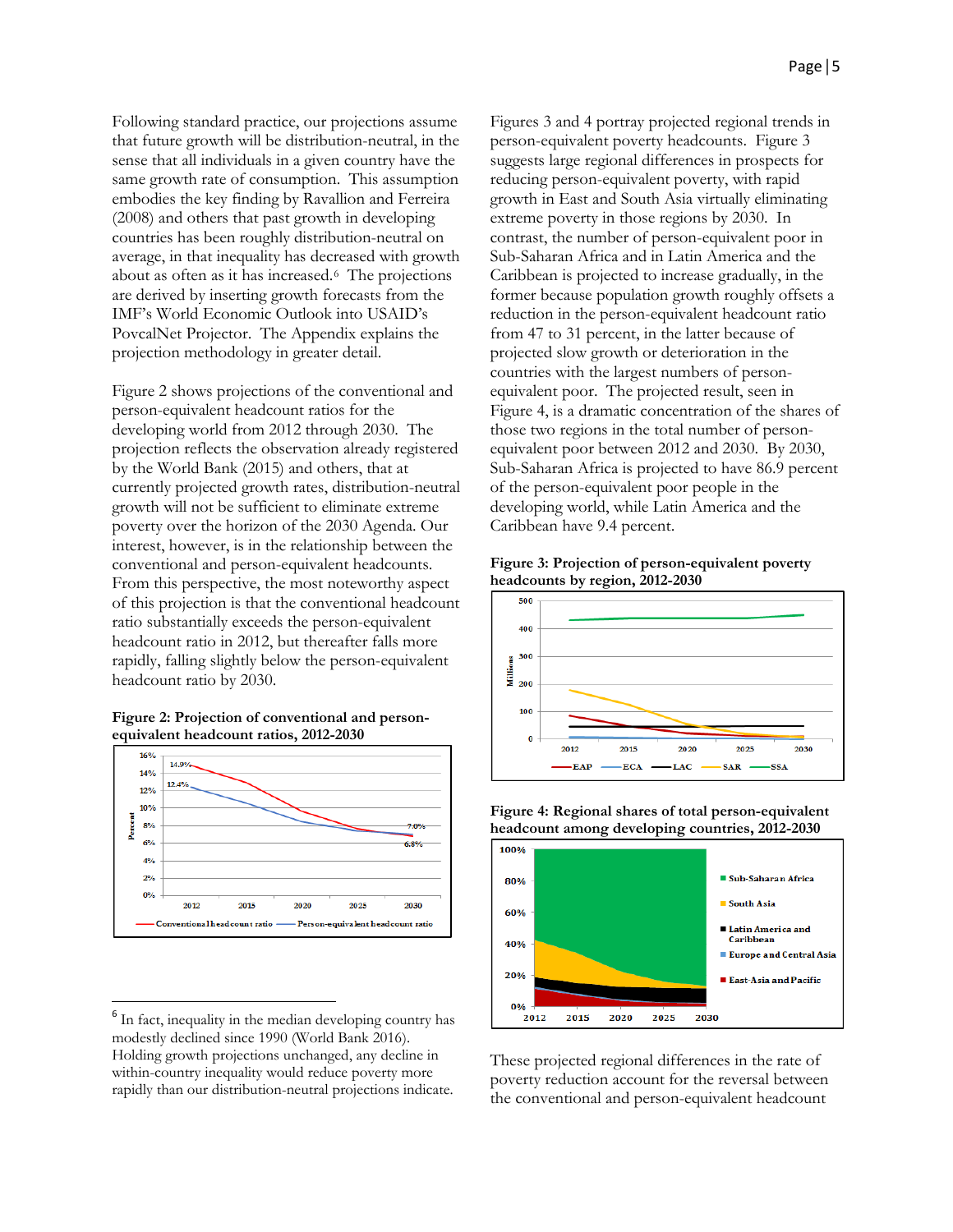Following standard practice, our projections assume that future growth will be distribution-neutral, in the sense that all individuals in a given country have the same growth rate of consumption. This assumption embodies the key finding by Ravallion and Ferreira (2008) and others that past growth in developing countries has been roughly distribution-neutral on average, in that inequality has decreased with growth about as often as it has increased.[6] The projections are derived by inserting growth forecasts from the IMF's World Economic Outlook into USAID's PovcalNet Projector. The Appendix explains the projection methodology in greater detail.

Figure 2 shows projections of the conventional and person-equivalent headcount ratios for the developing world from 2012 through 2030. The projection reflects the observation already registered by the World Bank (2015) and others, that at currently projected growth rates, distribution-neutral growth will not be sufficient to eliminate extreme poverty over the horizon of the 2030 Agenda. Our interest, however, is in the relationship between the conventional and person-equivalent headcounts. From this perspective, the most noteworthy aspect of this projection is that the conventional headcount ratio substantially exceeds the person-equivalent headcount ratio in 2012, but thereafter falls more rapidly, falling slightly below the person-equivalent headcount ratio by 2030.

**Figure 2: Projection of conventional and person-equivalent headcount ratios, 2012-2030**

Figures 3 and 4 portray projected regional trends in person-equivalent poverty headcounts. Figure 3 suggests large regional differences in prospects for reducing person-equivalent poverty, with rapid growth in East and South Asia virtually eliminating extreme poverty in those regions by 2030. In contrast, the number of person-equivalent poor in Sub-Saharan Africa and in Latin America and the Caribbean is projected to increase gradually, in the former because population growth roughly offsets a reduction in the person-equivalent headcount ratio from 47 to 31 percent, in the latter because of projected slow growth or deterioration in the countries with the largest numbers of person-equivalent poor. The projected result, seen in Figure 4, is a dramatic concentration of the shares of those two regions in the total number of person-equivalent poor between 2012 and 2030. By 2030, Sub-Saharan Africa is projected to have 86.9 percent of the person-equivalent poor people in the developing world, while Latin America and the Caribbean have 9.4 percent.

**Figure 3: Projection of person-equivalent poverty headcounts by region, 2012-2030**

**Figure 4: Regional shares of total person-equivalent headcount among developing countries, 2012-2030**

These projected regional differences in the rate of poverty reduction account for the reversal between the conventional and person-equivalent headcount

[6] In fact, inequality in the median developing country has modestly declined since 1990 (World Bank 2016). Holding growth projections unchanged, any decline in within-country inequality would reduce poverty more rapidly than our distribution-neutral projections indicate.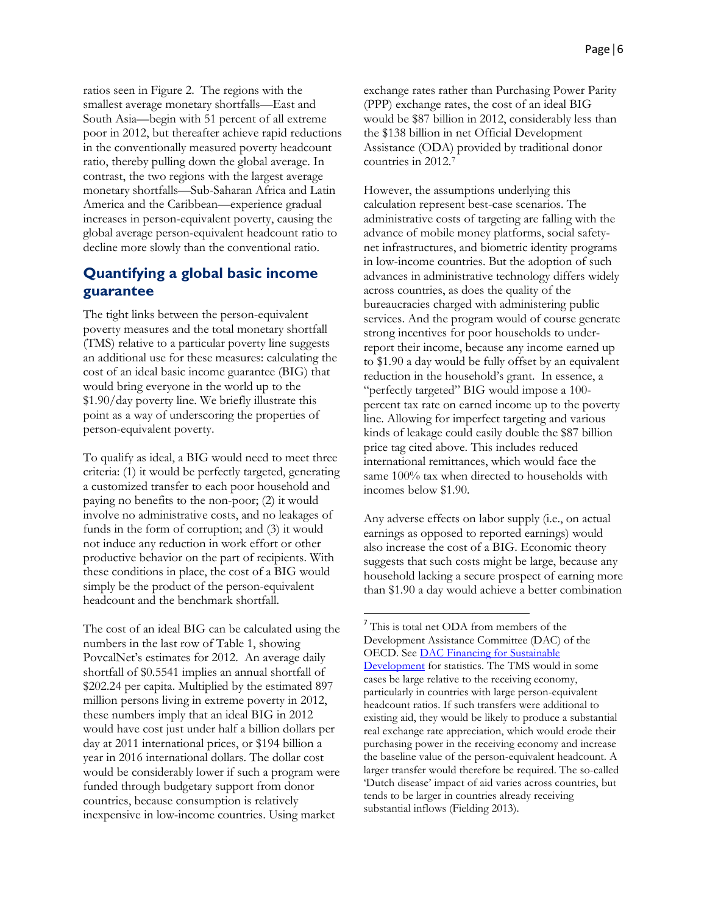ratios seen in Figure 2. The regions with the smallest average monetary shortfalls—East and South Asia—begin with 51 percent of all extreme poor in 2012, but thereafter achieve rapid reductions in the conventionally measured poverty headcount ratio, thereby pulling down the global average. In contrast, the two regions with the largest average monetary shortfalls—Sub-Saharan Africa and Latin America and the Caribbean—experience gradual increases in person-equivalent poverty, causing the global average person-equivalent headcount ratio to decline more slowly than the conventional ratio.

## Quantifying a global basic income guarantee

The tight links between the person-equivalent poverty measures and the total monetary shortfall (TMS) relative to a particular poverty line suggests an additional use for these measures: calculating the cost of an ideal basic income guarantee (BIG) that would bring everyone in the world up to the $1.90/day poverty line. We briefly illustrate this point as a way of underscoring the properties of person-equivalent poverty.

To qualify as ideal, a BIG would need to meet three criteria: (1) it would be perfectly targeted, generating a customized transfer to each poor household and paying no benefits to the non-poor; (2) it would involve no administrative costs, and no leakages of funds in the form of corruption; and (3) it would not induce any reduction in work effort or other productive behavior on the part of recipients. With these conditions in place, the cost of a BIG would simply be the product of the person-equivalent headcount and the benchmark shortfall.

The cost of an ideal BIG can be calculated using the numbers in the last row of Table 1, showing PovcalNet's estimates for 2012. An average daily shortfall of $0.5541 implies an annual shortfall of $202.24 per capita. Multiplied by the estimated 897 million persons living in extreme poverty in 2012, these numbers imply that an ideal BIG in 2012 would have cost just under half a billion dollars per day at 2011 international prices, or $194 billion a year in 2016 international dollars. The dollar cost would be considerably lower if such a program were funded through budgetary support from donor countries, because consumption is relatively inexpensive in low-income countries. Using market exchange rates rather than Purchasing Power Parity (PPP) exchange rates, the cost of an ideal BIG would be $87 billion in 2012, considerably less than the $138 billion in net Official Development Assistance (ODA) provided by traditional donor countries in 2012.[7]

However, the assumptions underlying this calculation represent best-case scenarios. The administrative costs of targeting are falling with the advance of mobile money platforms, social safety-net infrastructures, and biometric identity programs in low-income countries. But the adoption of such advances in administrative technology differs widely across countries, as does the quality of the bureaucracies charged with administering public services. And the program would of course generate strong incentives for poor households to under-report their income, because any income earned up to $1.90 a day would be fully offset by an equivalent reduction in the household's grant. In essence, a "perfectly targeted" BIG would impose a 100-percent tax rate on earned income up to the poverty line. Allowing for imperfect targeting and various kinds of leakage could easily double the $87 billion price tag cited above. This includes reduced international remittances, which would face the same 100% tax when directed to households with incomes below $1.90.

Any adverse effects on labor supply (i.e., on actual earnings as opposed to reported earnings) would also increase the cost of a BIG. Economic theory suggests that such costs might be large, because any household lacking a secure prospect of earning more than $1.90 a day would achieve a better combination

---

[7] This is total net ODA from members of the Development Assistance Committee (DAC) of the OECD. See [DAC Financing for Sustainable Development] for statistics. The TMS would in some cases be large relative to the receiving economy, particularly in countries with large person-equivalent headcount ratios. If such transfers were additional to existing aid, they would be likely to produce a substantial real exchange rate appreciation, which would erode their purchasing power in the receiving economy and increase the baseline value of the person-equivalent headcount. A larger transfer would therefore be required. The so-called 'Dutch disease' impact of aid varies across countries, but tends to be larger in countries already receiving substantial inflows (Fielding 2013).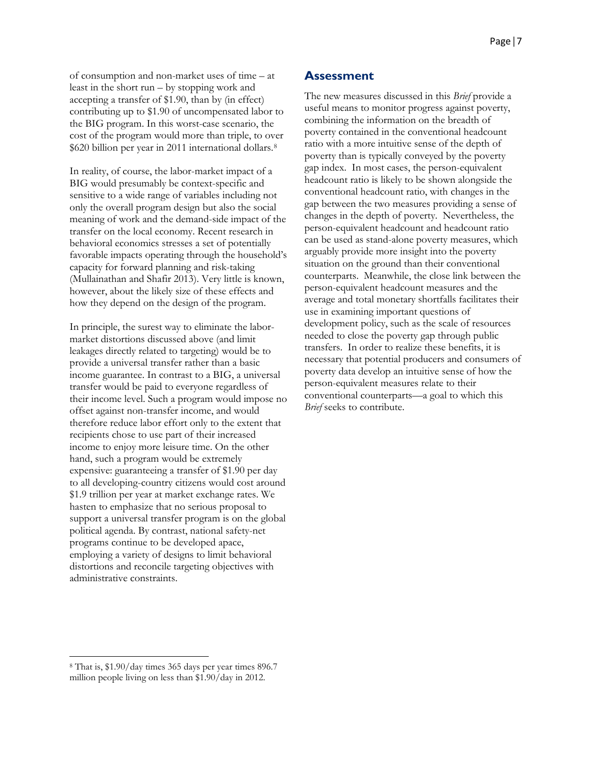of consumption and non-market uses of time – at least in the short run – by stopping work and accepting a transfer of \$1.90, than by (in effect) contributing up to \$1.90 of uncompensated labor to the BIG program. In this worst-case scenario, the cost of the program would more than triple, to over \$620 billion per year in 2011 international dollars.[8]

In reality, of course, the labor-market impact of a BIG would presumably be context-specific and sensitive to a wide range of variables including not only the overall program design but also the social meaning of work and the demand-side impact of the transfer on the local economy. Recent research in behavioral economics stresses a set of potentially favorable impacts operating through the household's capacity for forward planning and risk-taking (Mullainathan and Shafir 2013). Very little is known, however, about the likely size of these effects and how they depend on the design of the program.

In principle, the surest way to eliminate the labor-market distortions discussed above (and limit leakages directly related to targeting) would be to provide a universal transfer rather than a basic income guarantee. In contrast to a BIG, a universal transfer would be paid to everyone regardless of their income level. Such a program would impose no offset against non-transfer income, and would therefore reduce labor effort only to the extent that recipients chose to use part of their increased income to enjoy more leisure time. On the other hand, such a program would be extremely expensive: guaranteeing a transfer of \$1.90 per day to all developing-country citizens would cost around \$1.9 trillion per year at market exchange rates. We hasten to emphasize that no serious proposal to support a universal transfer program is on the global political agenda. By contrast, national safety-net programs continue to be developed apace, employing a variety of designs to limit behavioral distortions and reconcile targeting objectives with administrative constraints.

## Assessment

The new measures discussed in this *Brief* provide a useful means to monitor progress against poverty, combining the information on the breadth of poverty contained in the conventional headcount ratio with a more intuitive sense of the depth of poverty than is typically conveyed by the poverty gap index. In most cases, the person-equivalent headcount ratio is likely to be shown alongside the conventional headcount ratio, with changes in the gap between the two measures providing a sense of changes in the depth of poverty. Nevertheless, the person-equivalent headcount and headcount ratio can be used as stand-alone poverty measures, which arguably provide more insight into the poverty situation on the ground than their conventional counterparts. Meanwhile, the close link between the person-equivalent headcount measures and the average and total monetary shortfalls facilitates their use in examining important questions of development policy, such as the scale of resources needed to close the poverty gap through public transfers. In order to realize these benefits, it is necessary that potential producers and consumers of poverty data develop an intuitive sense of how the person-equivalent measures relate to their conventional counterparts—a goal to which this *Brief* seeks to contribute.

---

[8] That is, \$1.90/day times 365 days per year times 896.7 million people living on less than \$1.90/day in 2012.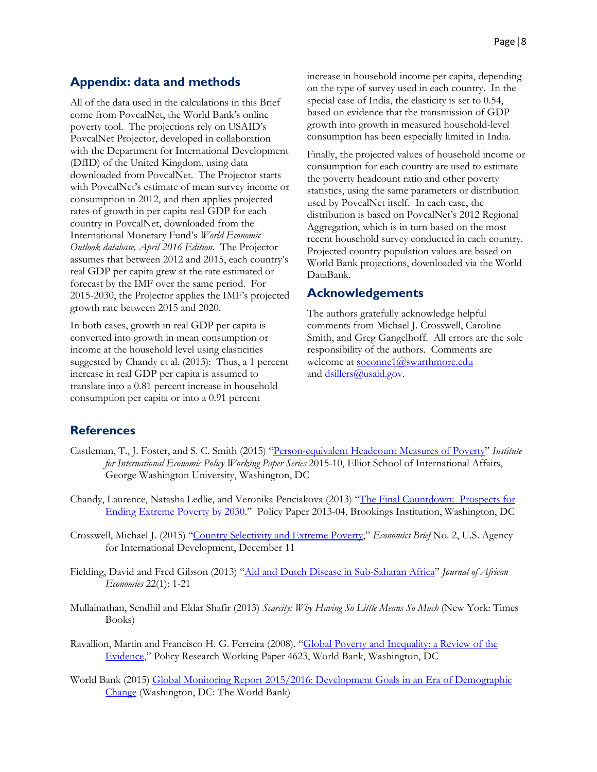## Appendix: data and methods

All of the data used in the calculations in this Brief come from PovcalNet, the World Bank's online poverty tool. The projections rely on USAID's PovcalNet Projector, developed in collaboration with the Department for International Development (DfID) of the United Kingdom, using data downloaded from PovcalNet. The Projector starts with PovcalNet's estimate of mean survey income or consumption in 2012, and then applies projected rates of growth in per capita real GDP for each country in PovcalNet, downloaded from the International Monetary Fund's *World Economic Outlook database, April 2016 Edition*. The Projector assumes that between 2012 and 2015, each country's real GDP per capita grew at the rate estimated or forecast by the IMF over the same period. For 2015-2030, the Projector applies the IMF's projected growth rate between 2015 and 2020.

In both cases, growth in real GDP per capita is converted into growth in mean consumption or income at the household level using elasticities suggested by Chandy et al. (2013): Thus, a 1 percent increase in real GDP per capita is assumed to translate into a 0.81 percent increase in household consumption per capita or into a 0.91 percent increase in household income per capita, depending on the type of survey used in each country. In the special case of India, the elasticity is set to 0.54, based on evidence that the transmission of GDP growth into growth in measured household-level consumption has been especially limited in India.

Finally, the projected values of household income or consumption for each country are used to estimate the poverty headcount ratio and other poverty statistics, using the same parameters or distribution used by PovcalNet itself. In each case, the distribution is based on PovcalNet's 2012 Regional Aggregation, which is in turn based on the most recent household survey conducted in each country. Projected country population values are based on World Bank projections, downloaded via the World DataBank.

## Acknowledgements

The authors gratefully acknowledge helpful comments from Michael J. Crosswell, Caroline Smith, and Greg Gangelhoff. All errors are the sole responsibility of the authors. Comments are welcome at soconne1@swarthmore.edu and dsillers@usaid.gov.

## References

Castleman, T., J. Foster, and S. C. Smith (2015) "Person-equivalent Headcount Measures of Poverty" *Institute for International Economic Policy Working Paper Series* 2015-10, Elliot School of International Affairs, George Washington University, Washington, DC

Chandy, Laurence, Natasha Ledlie, and Veronika Penciakova (2013) "The Final Countdown: Prospects for Ending Extreme Poverty by 2030." Policy Paper 2013-04, Brookings Institution, Washington, DC

Crosswell, Michael J. (2015) "Country Selectivity and Extreme Poverty," *Economics Brief* No. 2, U.S. Agency for International Development, December 11

Fielding, David and Fred Gibson (2013) "Aid and Dutch Disease in Sub-Saharan Africa" *Journal of African Economies* 22(1): 1-21

Mullainathan, Sendhil and Eldar Shafir (2013) *Scarcity: Why Having So Little Means So Much* (New York: Times Books)

Ravallion, Martin and Francisco H. G. Ferreira (2008). "Global Poverty and Inequality: a Review of the Evidence," Policy Research Working Paper 4623, World Bank, Washington, DC

World Bank (2015) Global Monitoring Report 2015/2016: Development Goals in an Era of Demographic Change (Washington, DC: The World Bank)